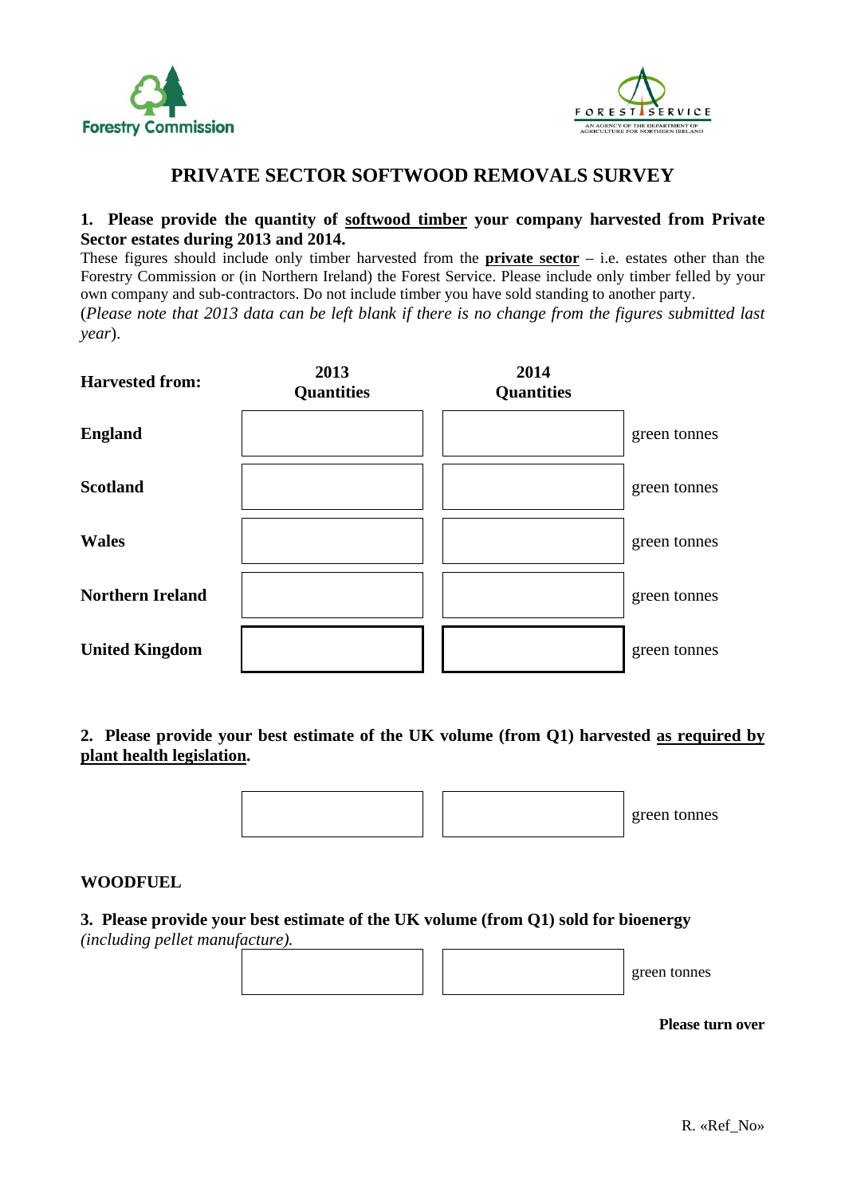Forestry Commission

FOREST SERVICE
AN AGENCY OF THE DEPARTMENT OF AGRICULTURE FOR NORTHERN IRELAND

# PRIVATE SECTOR SOFTWOOD REMOVALS SURVEY

**1. Please provide the quantity of <u>softwood timber</u> your company harvested from Private Sector estates during 2013 and 2014.**

These figures should include only timber harvested from the **<u>private sector</u>** – i.e. estates other than the Forestry Commission or (in Northern Ireland) the Forest Service. Please include only timber felled by your own company and sub-contractors. Do not include timber you have sold standing to another party.

(*Please note that 2013 data can be left blank if there is no change from the figures submitted last year*).

| Harvested from: | 2013 Quantities | 2014 Quantities | |
|---|---|---|---|
| **England** | | | green tonnes |
| **Scotland** | | | green tonnes |
| **Wales** | | | green tonnes |
| **Northern Ireland** | | | green tonnes |
| **United Kingdom** | | | green tonnes |

**2. Please provide your best estimate of the UK volume (from Q1) harvested <u>as required by plant health legislation</u>.**

| | | |
|---|---|---|
| | | green tonnes |

**WOODFUEL**

**3. Please provide your best estimate of the UK volume (from Q1) sold for bioenergy** *(including pellet manufacture).*

| | | |
|---|---|---|
| | | green tonnes |

**Please turn over**

R. «Ref_No»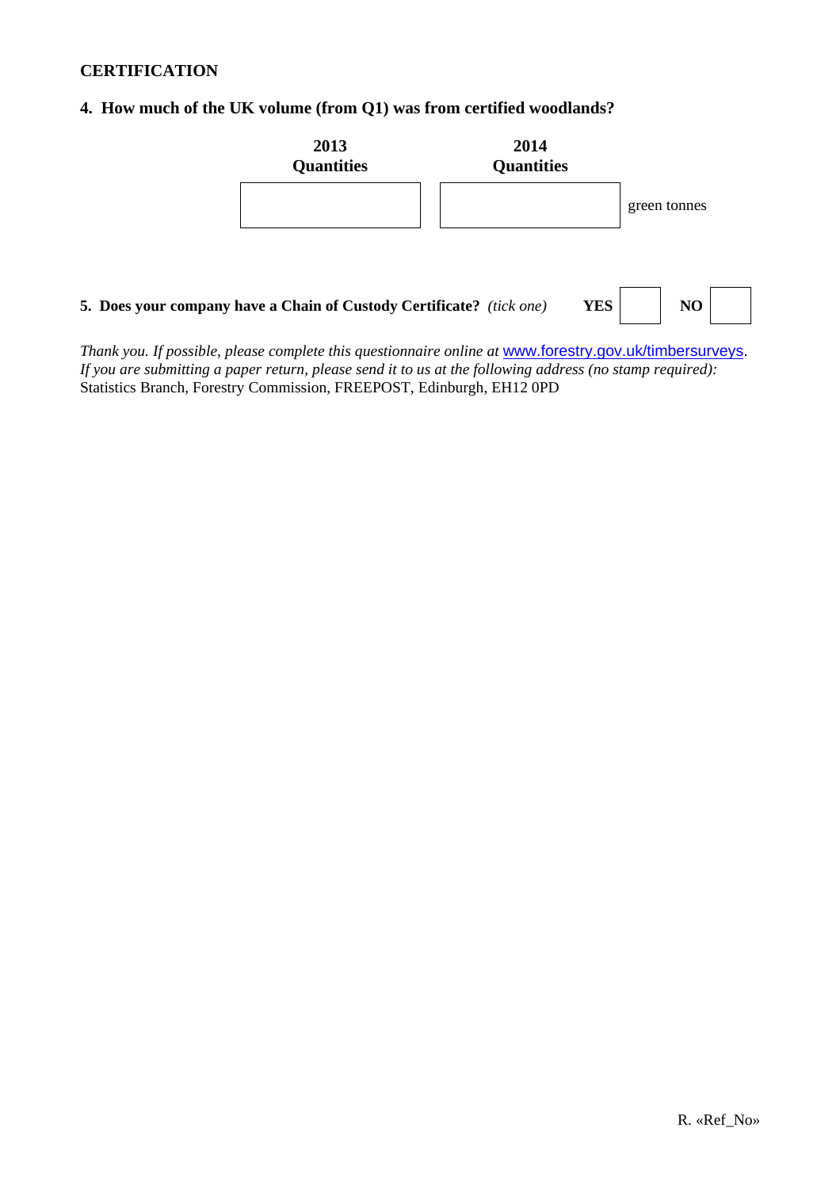## CERTIFICATION

**4. How much of the UK volume (from Q1) was from certified woodlands?**

| 2013 Quantities | 2014 Quantities | |
|---|---|---|
| | | green tonnes |

**5. Does your company have a Chain of Custody Certificate?** *(tick one)* **YES** ☐ **NO** ☐

*Thank you. If possible, please complete this questionnaire online at* www.forestry.gov.uk/timbersurveys.
*If you are submitting a paper return, please send it to us at the following address (no stamp required):*
Statistics Branch, Forestry Commission, FREEPOST, Edinburgh, EH12 0PD

R. «Ref_No»